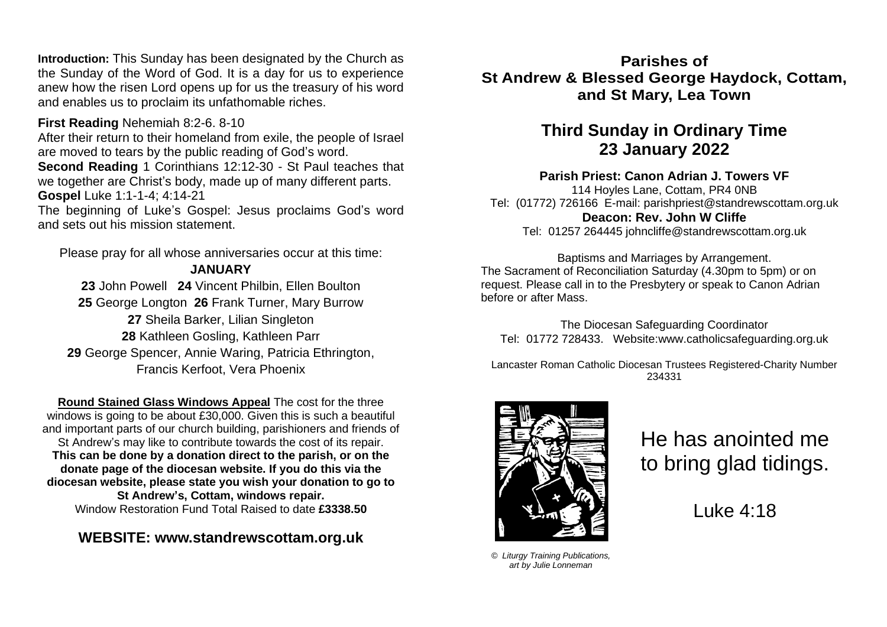**Introduction:** This Sunday has been designated by the Church as the Sunday of the Word of God. It is a day for us to experience anew how the risen Lord opens up for us the treasury of his word and enables us to proclaim its unfathomable riches.

**First Reading** Nehemiah 8:2-6. 8-10
After their return to their homeland from exile, the people of Israel are moved to tears by the public reading of God's word.
**Second Reading** 1 Corinthians 12:12-30 - St Paul teaches that we together are Christ's body, made up of many different parts.
**Gospel** Luke 1:1-1-4; 4:14-21
The beginning of Luke's Gospel: Jesus proclaims God's word and sets out his mission statement.

Please pray for all whose anniversaries occur at this time:

**JANUARY**

**23** John Powell **24** Vincent Philbin, Ellen Boulton
**25** George Longton **26** Frank Turner, Mary Burrow
**27** Sheila Barker, Lilian Singleton
**28** Kathleen Gosling, Kathleen Parr
**29** George Spencer, Annie Waring, Patricia Ethrington, Francis Kerfoot, Vera Phoenix

**Round Stained Glass Windows Appeal** The cost for the three windows is going to be about £30,000. Given this is such a beautiful and important parts of our church building, parishioners and friends of St Andrew's may like to contribute towards the cost of its repair. **This can be done by a donation direct to the parish, or on the donate page of the diocesan website. If you do this via the diocesan website, please state you wish your donation to go to St Andrew's, Cottam, windows repair.**
Window Restoration Fund Total Raised to date **£3338.50**

## WEBSITE: www.standrewscottam.org.uk

# Parishes of St Andrew & Blessed George Haydock, Cottam, and St Mary, Lea Town

## Third Sunday in Ordinary Time 23 January 2022

**Parish Priest: Canon Adrian J. Towers VF**
114 Hoyles Lane, Cottam, PR4 0NB
Tel: (01772) 726166 E-mail: parishpriest@standrewscottam.org.uk
**Deacon: Rev. John W Cliffe**
Tel: 01257 264445 johncliffe@standrewscottam.org.uk

Baptisms and Marriages by Arrangement.
The Sacrament of Reconciliation Saturday (4.30pm to 5pm) or on request. Please call in to the Presbytery or speak to Canon Adrian before or after Mass.

The Diocesan Safeguarding Coordinator
Tel: 01772 728433. Website:www.catholicsafeguarding.org.uk

Lancaster Roman Catholic Diocesan Trustees Registered-Charity Number 234331

*© Liturgy Training Publications, art by Julie Lonneman*

He has anointed me to bring glad tidings.

Luke 4:18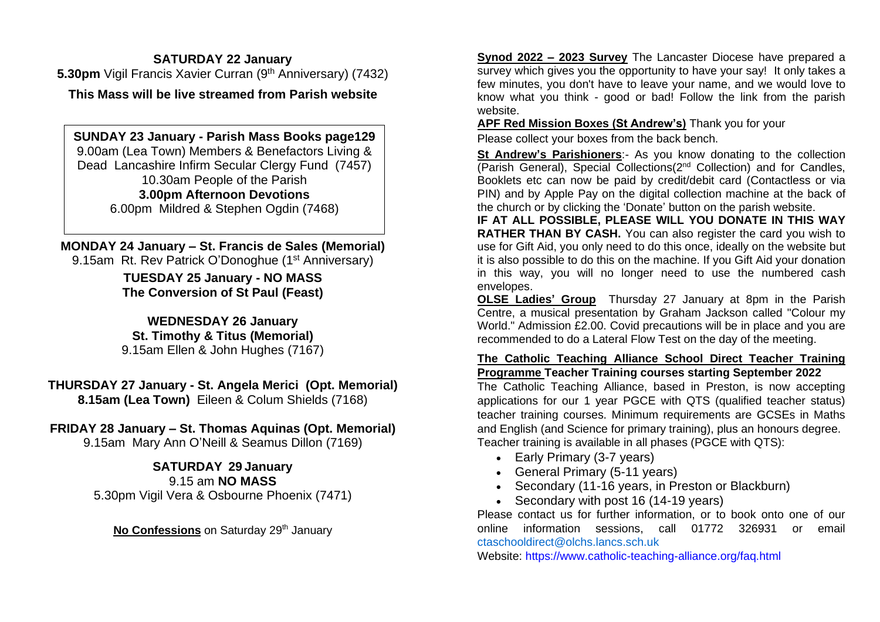**SATURDAY 22 January**

**5.30pm** Vigil Francis Xavier Curran (9th Anniversary) (7432)

**This Mass will be live streamed from Parish website**

**SUNDAY 23 January - Parish Mass Books page129**

9.00am (Lea Town) Members & Benefactors Living & Dead Lancashire Infirm Secular Clergy Fund (7457)

10.30am People of the Parish

**3.00pm Afternoon Devotions**

6.00pm Mildred & Stephen Ogdin (7468)

**MONDAY 24 January – St. Francis de Sales (Memorial)**

9.15am Rt. Rev Patrick O'Donoghue (1st Anniversary)

**TUESDAY 25 January - NO MASS**
**The Conversion of St Paul (Feast)**

**WEDNESDAY 26 January**
**St. Timothy & Titus (Memorial)**

9.15am Ellen & John Hughes (7167)

**THURSDAY 27 January - St. Angela Merici (Opt. Memorial)**

**8.15am (Lea Town)** Eileen & Colum Shields (7168)

**FRIDAY 28 January – St. Thomas Aquinas (Opt. Memorial)**

9.15am Mary Ann O'Neill & Seamus Dillon (7169)

**SATURDAY 29 January**

9.15 am **NO MASS**

5.30pm Vigil Vera & Osbourne Phoenix (7471)

**No Confessions** on Saturday 29th January

**Synod 2022 – 2023 Survey** The Lancaster Diocese have prepared a survey which gives you the opportunity to have your say! It only takes a few minutes, you don't have to leave your name, and we would love to know what you think - good or bad! Follow the link from the parish website.

**APF Red Mission Boxes (St Andrew's)** Thank you for your

Please collect your boxes from the back bench.

**St Andrew's Parishioners**:- As you know donating to the collection (Parish General), Special Collections(2nd Collection) and for Candles, Booklets etc can now be paid by credit/debit card (Contactless or via PIN) and by Apple Pay on the digital collection machine at the back of the church or by clicking the 'Donate' button on the parish website.

**IF AT ALL POSSIBLE, PLEASE WILL YOU DONATE IN THIS WAY RATHER THAN BY CASH.** You can also register the card you wish to use for Gift Aid, you only need to do this once, ideally on the website but it is also possible to do this on the machine. If you Gift Aid your donation in this way, you will no longer need to use the numbered cash envelopes.

**OLSE Ladies' Group** Thursday 27 January at 8pm in the Parish Centre, a musical presentation by Graham Jackson called "Colour my World." Admission £2.00. Covid precautions will be in place and you are recommended to do a Lateral Flow Test on the day of the meeting.

**The Catholic Teaching Alliance School Direct Teacher Training Programme Teacher Training courses starting September 2022**

The Catholic Teaching Alliance, based in Preston, is now accepting applications for our 1 year PGCE with QTS (qualified teacher status) teacher training courses. Minimum requirements are GCSEs in Maths and English (and Science for primary training), plus an honours degree. Teacher training is available in all phases (PGCE with QTS):

- Early Primary (3-7 years)
- General Primary (5-11 years)
- Secondary (11-16 years, in Preston or Blackburn)
- Secondary with post 16 (14-19 years)

Please contact us for further information, or to book onto one of our online information sessions, call 01772 326931 or email ctaschooldirect@olchs.lancs.sch.uk

Website: https://www.catholic-teaching-alliance.org/faq.html